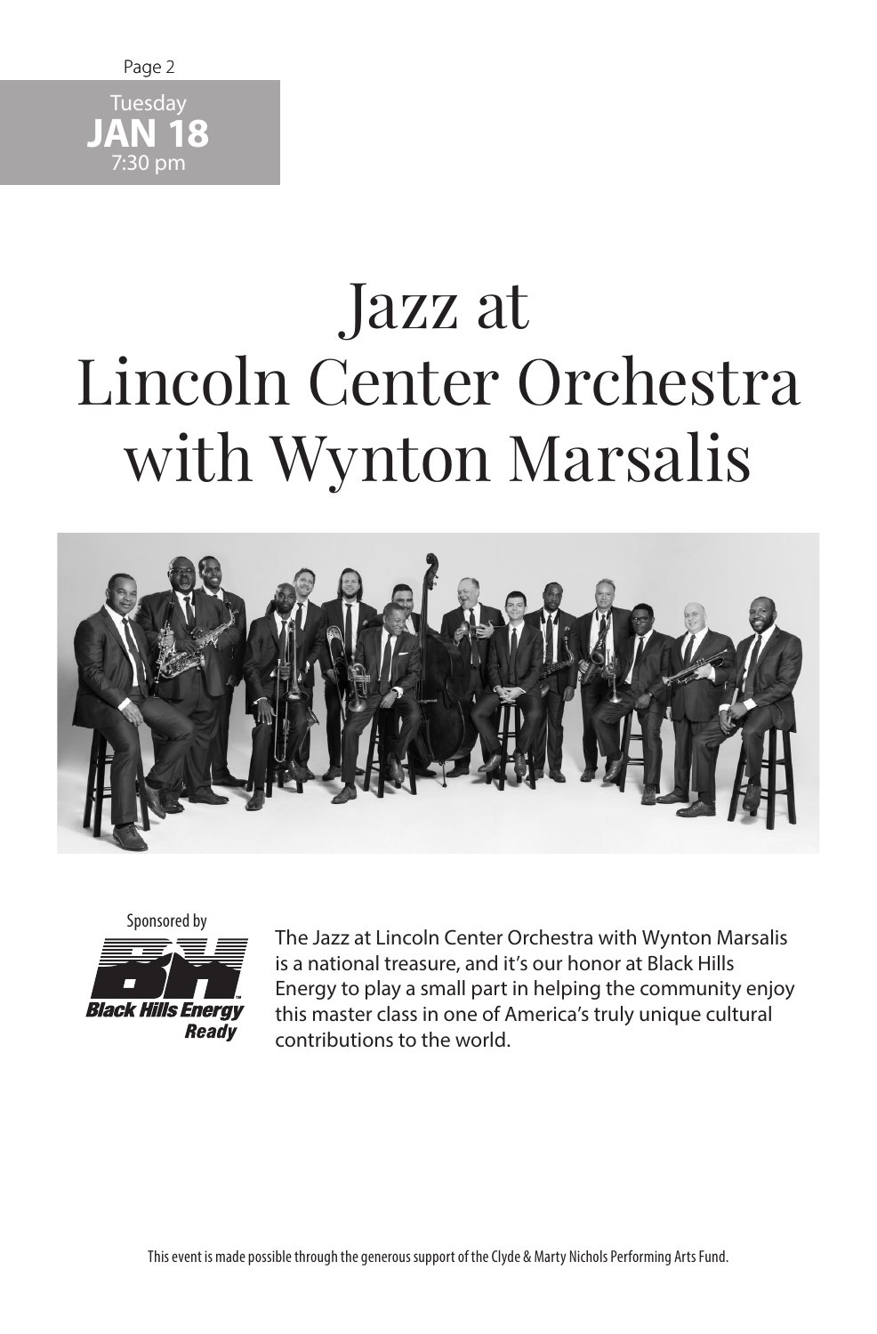Tuesday
**JAN 18**
7:30 pm

# Jazz at Lincoln Center Orchestra with Wynton Marsalis

Sponsored by

Black Hills Energy
Ready

The Jazz at Lincoln Center Orchestra with Wynton Marsalis is a national treasure, and it's our honor at Black Hills Energy to play a small part in helping the community enjoy this master class in one of America's truly unique cultural contributions to the world.

This event is made possible through the generous support of the Clyde & Marty Nichols Performing Arts Fund.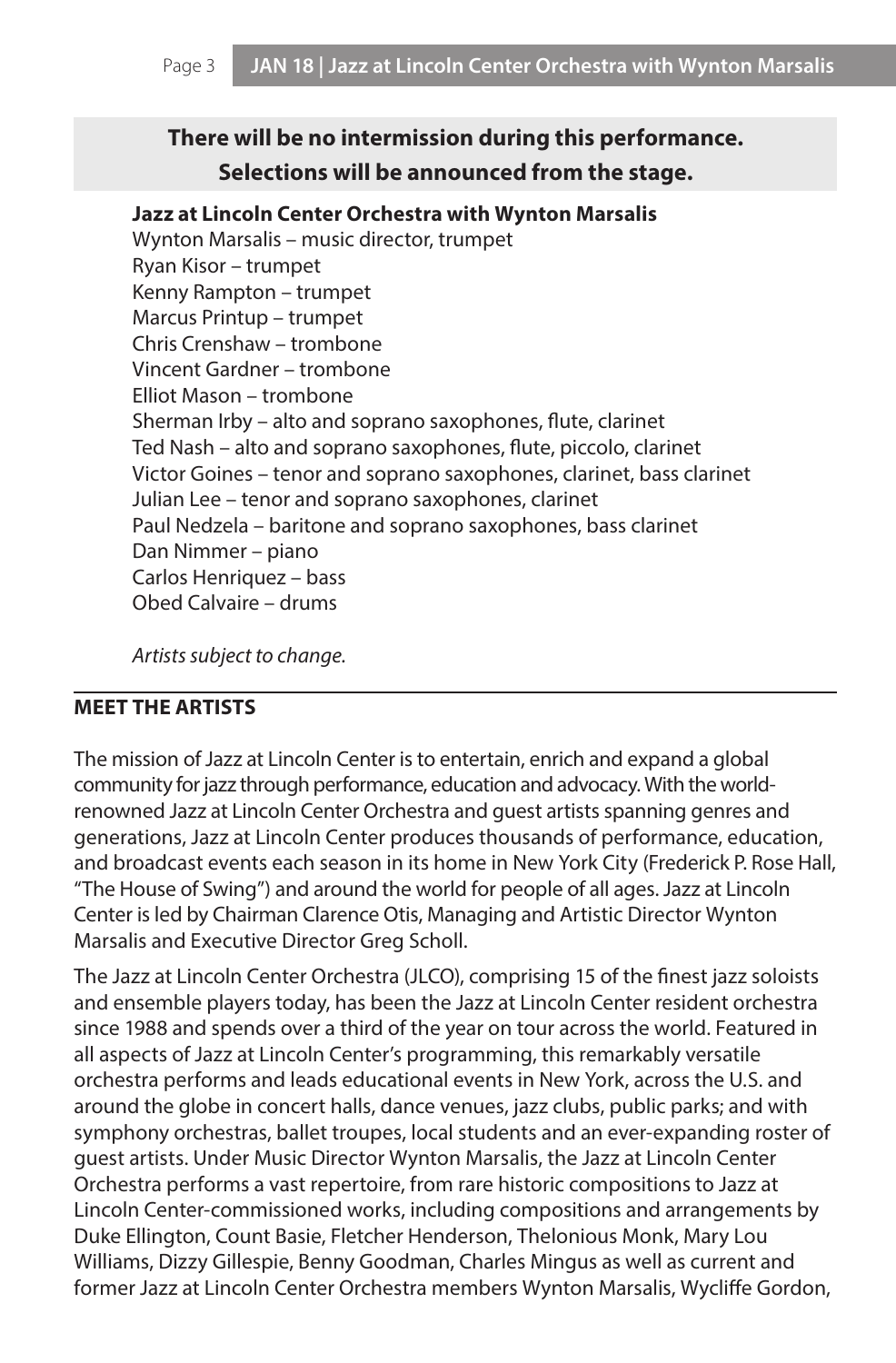**There will be no intermission during this performance.**
**Selections will be announced from the stage.**

**Jazz at Lincoln Center Orchestra with Wynton Marsalis**
Wynton Marsalis – music director, trumpet
Ryan Kisor – trumpet
Kenny Rampton – trumpet
Marcus Printup – trumpet
Chris Crenshaw – trombone
Vincent Gardner – trombone
Elliot Mason – trombone
Sherman Irby – alto and soprano saxophones, flute, clarinet
Ted Nash – alto and soprano saxophones, flute, piccolo, clarinet
Victor Goines – tenor and soprano saxophones, clarinet, bass clarinet
Julian Lee – tenor and soprano saxophones, clarinet
Paul Nedzela – baritone and soprano saxophones, bass clarinet
Dan Nimmer – piano
Carlos Henriquez – bass
Obed Calvaire – drums

*Artists subject to change.*

## MEET THE ARTISTS

The mission of Jazz at Lincoln Center is to entertain, enrich and expand a global community for jazz through performance, education and advocacy. With the world-renowned Jazz at Lincoln Center Orchestra and guest artists spanning genres and generations, Jazz at Lincoln Center produces thousands of performance, education, and broadcast events each season in its home in New York City (Frederick P. Rose Hall, "The House of Swing") and around the world for people of all ages. Jazz at Lincoln Center is led by Chairman Clarence Otis, Managing and Artistic Director Wynton Marsalis and Executive Director Greg Scholl.

The Jazz at Lincoln Center Orchestra (JLCO), comprising 15 of the finest jazz soloists and ensemble players today, has been the Jazz at Lincoln Center resident orchestra since 1988 and spends over a third of the year on tour across the world. Featured in all aspects of Jazz at Lincoln Center's programming, this remarkably versatile orchestra performs and leads educational events in New York, across the U.S. and around the globe in concert halls, dance venues, jazz clubs, public parks; and with symphony orchestras, ballet troupes, local students and an ever-expanding roster of guest artists. Under Music Director Wynton Marsalis, the Jazz at Lincoln Center Orchestra performs a vast repertoire, from rare historic compositions to Jazz at Lincoln Center-commissioned works, including compositions and arrangements by Duke Ellington, Count Basie, Fletcher Henderson, Thelonious Monk, Mary Lou Williams, Dizzy Gillespie, Benny Goodman, Charles Mingus as well as current and former Jazz at Lincoln Center Orchestra members Wynton Marsalis, Wycliffe Gordon,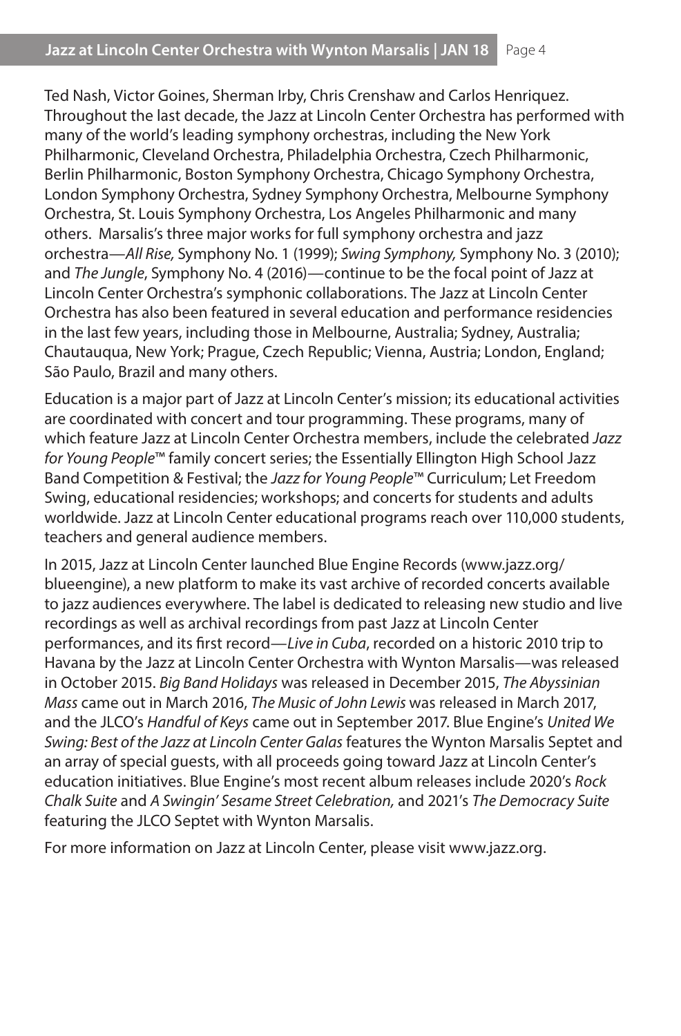Ted Nash, Victor Goines, Sherman Irby, Chris Crenshaw and Carlos Henriquez. Throughout the last decade, the Jazz at Lincoln Center Orchestra has performed with many of the world's leading symphony orchestras, including the New York Philharmonic, Cleveland Orchestra, Philadelphia Orchestra, Czech Philharmonic, Berlin Philharmonic, Boston Symphony Orchestra, Chicago Symphony Orchestra, London Symphony Orchestra, Sydney Symphony Orchestra, Melbourne Symphony Orchestra, St. Louis Symphony Orchestra, Los Angeles Philharmonic and many others. Marsalis's three major works for full symphony orchestra and jazz orchestra—*All Rise,* Symphony No. 1 (1999); *Swing Symphony,* Symphony No. 3 (2010); and *The Jungle*, Symphony No. 4 (2016)—continue to be the focal point of Jazz at Lincoln Center Orchestra's symphonic collaborations. The Jazz at Lincoln Center Orchestra has also been featured in several education and performance residencies in the last few years, including those in Melbourne, Australia; Sydney, Australia; Chautauqua, New York; Prague, Czech Republic; Vienna, Austria; London, England; São Paulo, Brazil and many others.

Education is a major part of Jazz at Lincoln Center's mission; its educational activities are coordinated with concert and tour programming. These programs, many of which feature Jazz at Lincoln Center Orchestra members, include the celebrated *Jazz for Young People*™ family concert series; the Essentially Ellington High School Jazz Band Competition & Festival; the *Jazz for Young People*™ Curriculum; Let Freedom Swing, educational residencies; workshops; and concerts for students and adults worldwide. Jazz at Lincoln Center educational programs reach over 110,000 students, teachers and general audience members.

In 2015, Jazz at Lincoln Center launched Blue Engine Records (www.jazz.org/blueengine), a new platform to make its vast archive of recorded concerts available to jazz audiences everywhere. The label is dedicated to releasing new studio and live recordings as well as archival recordings from past Jazz at Lincoln Center performances, and its first record—*Live in Cuba*, recorded on a historic 2010 trip to Havana by the Jazz at Lincoln Center Orchestra with Wynton Marsalis—was released in October 2015. *Big Band Holidays* was released in December 2015, *The Abyssinian Mass* came out in March 2016, *The Music of John Lewis* was released in March 2017, and the JLCO's *Handful of Keys* came out in September 2017. Blue Engine's *United We Swing: Best of the Jazz at Lincoln Center Galas* features the Wynton Marsalis Septet and an array of special guests, with all proceeds going toward Jazz at Lincoln Center's education initiatives. Blue Engine's most recent album releases include 2020's *Rock Chalk Suite* and *A Swingin' Sesame Street Celebration,* and 2021's *The Democracy Suite* featuring the JLCO Septet with Wynton Marsalis.

For more information on Jazz at Lincoln Center, please visit www.jazz.org.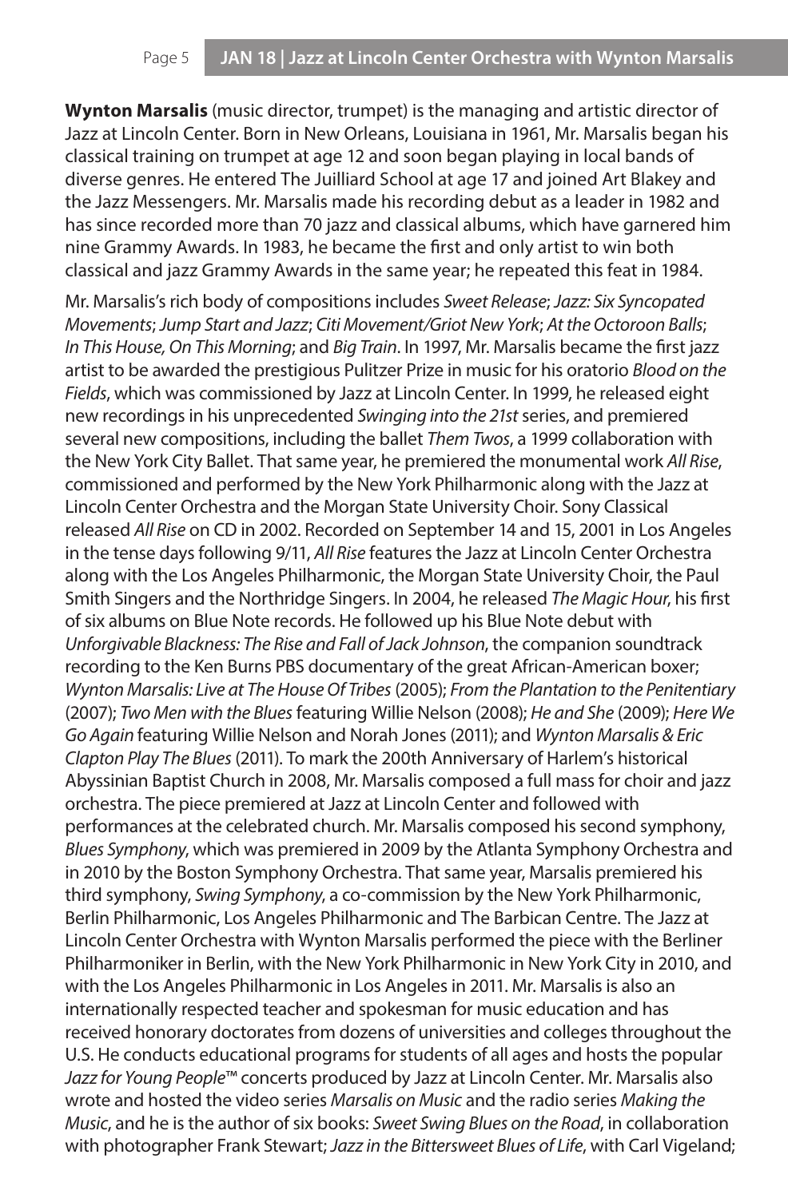**Wynton Marsalis** (music director, trumpet) is the managing and artistic director of Jazz at Lincoln Center. Born in New Orleans, Louisiana in 1961, Mr. Marsalis began his classical training on trumpet at age 12 and soon began playing in local bands of diverse genres. He entered The Juilliard School at age 17 and joined Art Blakey and the Jazz Messengers. Mr. Marsalis made his recording debut as a leader in 1982 and has since recorded more than 70 jazz and classical albums, which have garnered him nine Grammy Awards. In 1983, he became the first and only artist to win both classical and jazz Grammy Awards in the same year; he repeated this feat in 1984.

Mr. Marsalis's rich body of compositions includes *Sweet Release*; *Jazz: Six Syncopated Movements*; *Jump Start and Jazz*; *Citi Movement/Griot New York*; *At the Octoroon Balls*; *In This House, On This Morning*; and *Big Train*. In 1997, Mr. Marsalis became the first jazz artist to be awarded the prestigious Pulitzer Prize in music for his oratorio *Blood on the Fields*, which was commissioned by Jazz at Lincoln Center. In 1999, he released eight new recordings in his unprecedented *Swinging into the 21st* series, and premiered several new compositions, including the ballet *Them Twos*, a 1999 collaboration with the New York City Ballet. That same year, he premiered the monumental work *All Rise*, commissioned and performed by the New York Philharmonic along with the Jazz at Lincoln Center Orchestra and the Morgan State University Choir. Sony Classical released *All Rise* on CD in 2002. Recorded on September 14 and 15, 2001 in Los Angeles in the tense days following 9/11, *All Rise* features the Jazz at Lincoln Center Orchestra along with the Los Angeles Philharmonic, the Morgan State University Choir, the Paul Smith Singers and the Northridge Singers. In 2004, he released *The Magic Hour*, his first of six albums on Blue Note records. He followed up his Blue Note debut with *Unforgivable Blackness: The Rise and Fall of Jack Johnson*, the companion soundtrack recording to the Ken Burns PBS documentary of the great African-American boxer; *Wynton Marsalis: Live at The House Of Tribes* (2005); *From the Plantation to the Penitentiary* (2007); *Two Men with the Blues* featuring Willie Nelson (2008); *He and She* (2009); *Here We Go Again* featuring Willie Nelson and Norah Jones (2011); and *Wynton Marsalis & Eric Clapton Play The Blues* (2011). To mark the 200th Anniversary of Harlem's historical Abyssinian Baptist Church in 2008, Mr. Marsalis composed a full mass for choir and jazz orchestra. The piece premiered at Jazz at Lincoln Center and followed with performances at the celebrated church. Mr. Marsalis composed his second symphony, *Blues Symphony*, which was premiered in 2009 by the Atlanta Symphony Orchestra and in 2010 by the Boston Symphony Orchestra. That same year, Marsalis premiered his third symphony, *Swing Symphony*, a co-commission by the New York Philharmonic, Berlin Philharmonic, Los Angeles Philharmonic and The Barbican Centre. The Jazz at Lincoln Center Orchestra with Wynton Marsalis performed the piece with the Berliner Philharmoniker in Berlin, with the New York Philharmonic in New York City in 2010, and with the Los Angeles Philharmonic in Los Angeles in 2011. Mr. Marsalis is also an internationally respected teacher and spokesman for music education and has received honorary doctorates from dozens of universities and colleges throughout the U.S. He conducts educational programs for students of all ages and hosts the popular *Jazz for Young People*™ concerts produced by Jazz at Lincoln Center. Mr. Marsalis also wrote and hosted the video series *Marsalis on Music* and the radio series *Making the Music*, and he is the author of six books: *Sweet Swing Blues on the Road*, in collaboration with photographer Frank Stewart; *Jazz in the Bittersweet Blues of Life*, with Carl Vigeland;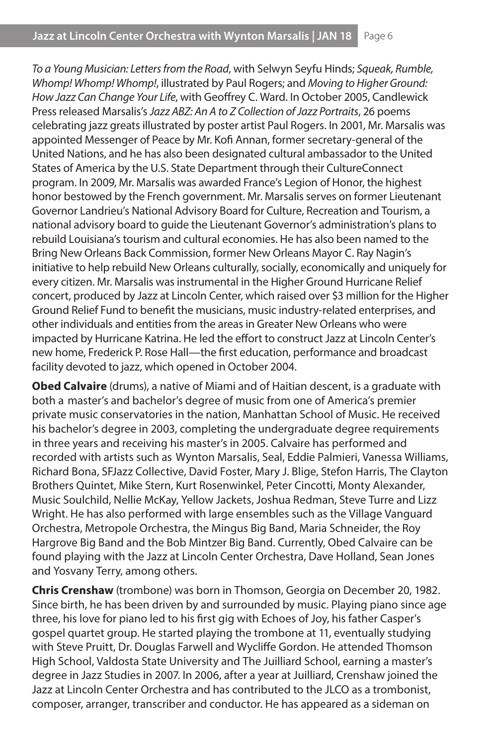*To a Young Musician: Letters from the Road*, with Selwyn Seyfu Hinds; *Squeak, Rumble, Whomp! Whomp! Whomp!*, illustrated by Paul Rogers; and *Moving to Higher Ground: How Jazz Can Change Your Life*, with Geoffrey C. Ward. In October 2005, Candlewick Press released Marsalis's *Jazz ABZ: An A to Z Collection of Jazz Portraits*, 26 poems celebrating jazz greats illustrated by poster artist Paul Rogers. In 2001, Mr. Marsalis was appointed Messenger of Peace by Mr. Kofi Annan, former secretary-general of the United Nations, and he has also been designated cultural ambassador to the United States of America by the U.S. State Department through their CultureConnect program. In 2009, Mr. Marsalis was awarded France's Legion of Honor, the highest honor bestowed by the French government. Mr. Marsalis serves on former Lieutenant Governor Landrieu's National Advisory Board for Culture, Recreation and Tourism, a national advisory board to guide the Lieutenant Governor's administration's plans to rebuild Louisiana's tourism and cultural economies. He has also been named to the Bring New Orleans Back Commission, former New Orleans Mayor C. Ray Nagin's initiative to help rebuild New Orleans culturally, socially, economically and uniquely for every citizen. Mr. Marsalis was instrumental in the Higher Ground Hurricane Relief concert, produced by Jazz at Lincoln Center, which raised over $3 million for the Higher Ground Relief Fund to benefit the musicians, music industry-related enterprises, and other individuals and entities from the areas in Greater New Orleans who were impacted by Hurricane Katrina. He led the effort to construct Jazz at Lincoln Center's new home, Frederick P. Rose Hall—the first education, performance and broadcast facility devoted to jazz, which opened in October 2004.

**Obed Calvaire** (drums), a native of Miami and of Haitian descent, is a graduate with both a master's and bachelor's degree of music from one of America's premier private music conservatories in the nation, Manhattan School of Music. He received his bachelor's degree in 2003, completing the undergraduate degree requirements in three years and receiving his master's in 2005. Calvaire has performed and recorded with artists such as Wynton Marsalis, Seal, Eddie Palmieri, Vanessa Williams, Richard Bona, SFJazz Collective, David Foster, Mary J. Blige, Stefon Harris, The Clayton Brothers Quintet, Mike Stern, Kurt Rosenwinkel, Peter Cincotti, Monty Alexander, Music Soulchild, Nellie McKay, Yellow Jackets, Joshua Redman, Steve Turre and Lizz Wright. He has also performed with large ensembles such as the Village Vanguard Orchestra, Metropole Orchestra, the Mingus Big Band, Maria Schneider, the Roy Hargrove Big Band and the Bob Mintzer Big Band. Currently, Obed Calvaire can be found playing with the Jazz at Lincoln Center Orchestra, Dave Holland, Sean Jones and Yosvany Terry, among others.

**Chris Crenshaw** (trombone) was born in Thomson, Georgia on December 20, 1982. Since birth, he has been driven by and surrounded by music. Playing piano since age three, his love for piano led to his first gig with Echoes of Joy, his father Casper's gospel quartet group. He started playing the trombone at 11, eventually studying with Steve Pruitt, Dr. Douglas Farwell and Wycliffe Gordon. He attended Thomson High School, Valdosta State University and The Juilliard School, earning a master's degree in Jazz Studies in 2007. In 2006, after a year at Juilliard, Crenshaw joined the Jazz at Lincoln Center Orchestra and has contributed to the JLCO as a trombonist, composer, arranger, transcriber and conductor. He has appeared as a sideman on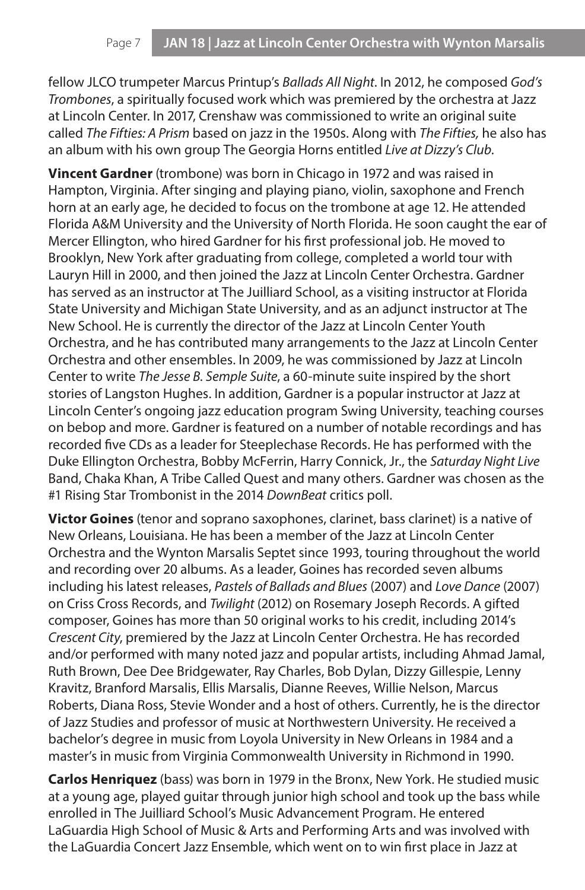fellow JLCO trumpeter Marcus Printup's *Ballads All Night*. In 2012, he composed *God's Trombones*, a spiritually focused work which was premiered by the orchestra at Jazz at Lincoln Center. In 2017, Crenshaw was commissioned to write an original suite called *The Fifties: A Prism* based on jazz in the 1950s. Along with *The Fifties,* he also has an album with his own group The Georgia Horns entitled *Live at Dizzy's Club*.

**Vincent Gardner** (trombone) was born in Chicago in 1972 and was raised in Hampton, Virginia. After singing and playing piano, violin, saxophone and French horn at an early age, he decided to focus on the trombone at age 12. He attended Florida A&M University and the University of North Florida. He soon caught the ear of Mercer Ellington, who hired Gardner for his first professional job. He moved to Brooklyn, New York after graduating from college, completed a world tour with Lauryn Hill in 2000, and then joined the Jazz at Lincoln Center Orchestra. Gardner has served as an instructor at The Juilliard School, as a visiting instructor at Florida State University and Michigan State University, and as an adjunct instructor at The New School. He is currently the director of the Jazz at Lincoln Center Youth Orchestra, and he has contributed many arrangements to the Jazz at Lincoln Center Orchestra and other ensembles. In 2009, he was commissioned by Jazz at Lincoln Center to write *The Jesse B. Semple Suite*, a 60-minute suite inspired by the short stories of Langston Hughes. In addition, Gardner is a popular instructor at Jazz at Lincoln Center's ongoing jazz education program Swing University, teaching courses on bebop and more. Gardner is featured on a number of notable recordings and has recorded five CDs as a leader for Steeplechase Records. He has performed with the Duke Ellington Orchestra, Bobby McFerrin, Harry Connick, Jr., the *Saturday Night Live* Band, Chaka Khan, A Tribe Called Quest and many others. Gardner was chosen as the #1 Rising Star Trombonist in the 2014 *DownBeat* critics poll.

**Victor Goines** (tenor and soprano saxophones, clarinet, bass clarinet) is a native of New Orleans, Louisiana. He has been a member of the Jazz at Lincoln Center Orchestra and the Wynton Marsalis Septet since 1993, touring throughout the world and recording over 20 albums. As a leader, Goines has recorded seven albums including his latest releases, *Pastels of Ballads and Blues* (2007) and *Love Dance* (2007) on Criss Cross Records, and *Twilight* (2012) on Rosemary Joseph Records. A gifted composer, Goines has more than 50 original works to his credit, including 2014's *Crescent City*, premiered by the Jazz at Lincoln Center Orchestra. He has recorded and/or performed with many noted jazz and popular artists, including Ahmad Jamal, Ruth Brown, Dee Dee Bridgewater, Ray Charles, Bob Dylan, Dizzy Gillespie, Lenny Kravitz, Branford Marsalis, Ellis Marsalis, Dianne Reeves, Willie Nelson, Marcus Roberts, Diana Ross, Stevie Wonder and a host of others. Currently, he is the director of Jazz Studies and professor of music at Northwestern University. He received a bachelor's degree in music from Loyola University in New Orleans in 1984 and a master's in music from Virginia Commonwealth University in Richmond in 1990.

**Carlos Henriquez** (bass) was born in 1979 in the Bronx, New York. He studied music at a young age, played guitar through junior high school and took up the bass while enrolled in The Juilliard School's Music Advancement Program. He entered LaGuardia High School of Music & Arts and Performing Arts and was involved with the LaGuardia Concert Jazz Ensemble, which went on to win first place in Jazz at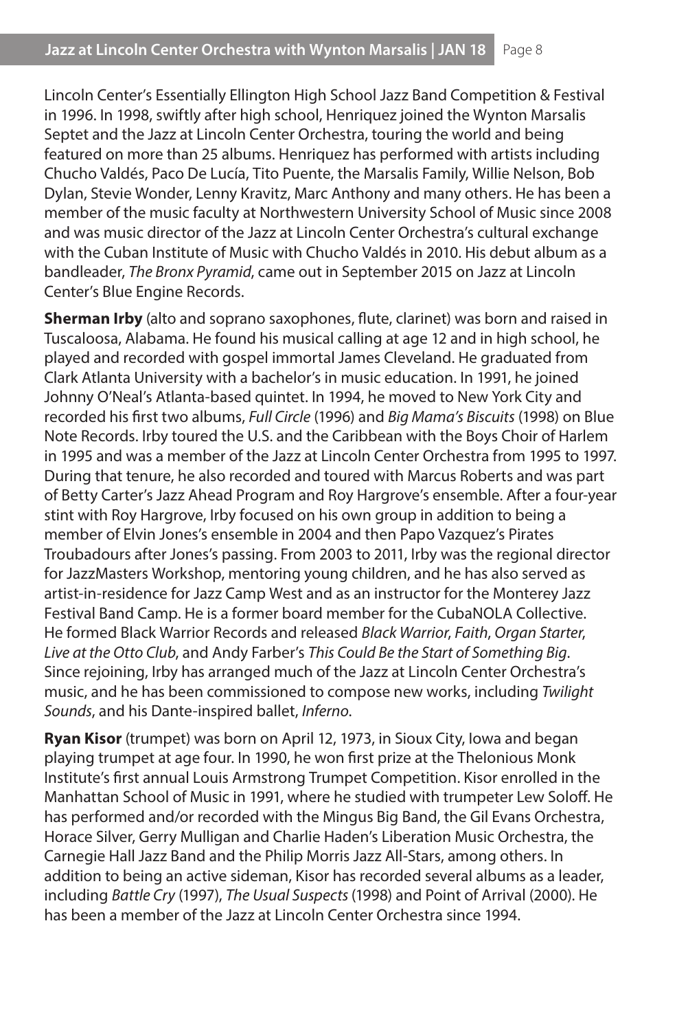Lincoln Center's Essentially Ellington High School Jazz Band Competition & Festival in 1996. In 1998, swiftly after high school, Henriquez joined the Wynton Marsalis Septet and the Jazz at Lincoln Center Orchestra, touring the world and being featured on more than 25 albums. Henriquez has performed with artists including Chucho Valdés, Paco De Lucía, Tito Puente, the Marsalis Family, Willie Nelson, Bob Dylan, Stevie Wonder, Lenny Kravitz, Marc Anthony and many others. He has been a member of the music faculty at Northwestern University School of Music since 2008 and was music director of the Jazz at Lincoln Center Orchestra's cultural exchange with the Cuban Institute of Music with Chucho Valdés in 2010. His debut album as a bandleader, *The Bronx Pyramid*, came out in September 2015 on Jazz at Lincoln Center's Blue Engine Records.

**Sherman Irby** (alto and soprano saxophones, flute, clarinet) was born and raised in Tuscaloosa, Alabama. He found his musical calling at age 12 and in high school, he played and recorded with gospel immortal James Cleveland. He graduated from Clark Atlanta University with a bachelor's in music education. In 1991, he joined Johnny O'Neal's Atlanta-based quintet. In 1994, he moved to New York City and recorded his first two albums, *Full Circle* (1996) and *Big Mama's Biscuits* (1998) on Blue Note Records. Irby toured the U.S. and the Caribbean with the Boys Choir of Harlem in 1995 and was a member of the Jazz at Lincoln Center Orchestra from 1995 to 1997. During that tenure, he also recorded and toured with Marcus Roberts and was part of Betty Carter's Jazz Ahead Program and Roy Hargrove's ensemble. After a four-year stint with Roy Hargrove, Irby focused on his own group in addition to being a member of Elvin Jones's ensemble in 2004 and then Papo Vazquez's Pirates Troubadours after Jones's passing. From 2003 to 2011, Irby was the regional director for JazzMasters Workshop, mentoring young children, and he has also served as artist-in-residence for Jazz Camp West and as an instructor for the Monterey Jazz Festival Band Camp. He is a former board member for the CubaNOLA Collective. He formed Black Warrior Records and released *Black Warrior*, *Faith*, *Organ Starter*, *Live at the Otto Club*, and Andy Farber's *This Could Be the Start of Something Big*. Since rejoining, Irby has arranged much of the Jazz at Lincoln Center Orchestra's music, and he has been commissioned to compose new works, including *Twilight Sounds*, and his Dante-inspired ballet, *Inferno*.

**Ryan Kisor** (trumpet) was born on April 12, 1973, in Sioux City, Iowa and began playing trumpet at age four. In 1990, he won first prize at the Thelonious Monk Institute's first annual Louis Armstrong Trumpet Competition. Kisor enrolled in the Manhattan School of Music in 1991, where he studied with trumpeter Lew Soloff. He has performed and/or recorded with the Mingus Big Band, the Gil Evans Orchestra, Horace Silver, Gerry Mulligan and Charlie Haden's Liberation Music Orchestra, the Carnegie Hall Jazz Band and the Philip Morris Jazz All-Stars, among others. In addition to being an active sideman, Kisor has recorded several albums as a leader, including *Battle Cry* (1997), *The Usual Suspects* (1998) and Point of Arrival (2000). He has been a member of the Jazz at Lincoln Center Orchestra since 1994.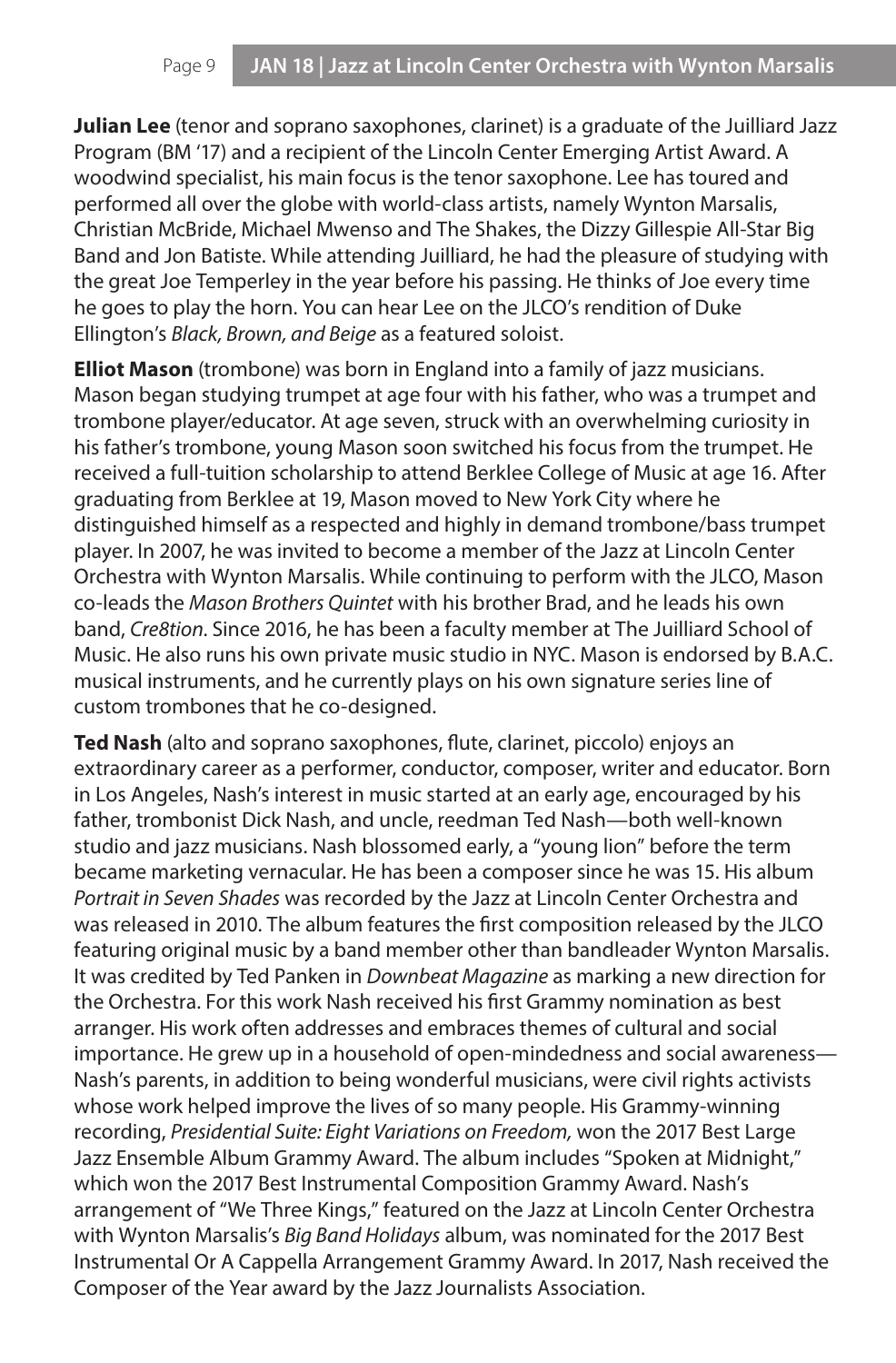**Julian Lee** (tenor and soprano saxophones, clarinet) is a graduate of the Juilliard Jazz Program (BM '17) and a recipient of the Lincoln Center Emerging Artist Award. A woodwind specialist, his main focus is the tenor saxophone. Lee has toured and performed all over the globe with world-class artists, namely Wynton Marsalis, Christian McBride, Michael Mwenso and The Shakes, the Dizzy Gillespie All-Star Big Band and Jon Batiste. While attending Juilliard, he had the pleasure of studying with the great Joe Temperley in the year before his passing. He thinks of Joe every time he goes to play the horn. You can hear Lee on the JLCO's rendition of Duke Ellington's *Black, Brown, and Beige* as a featured soloist.

**Elliot Mason** (trombone) was born in England into a family of jazz musicians. Mason began studying trumpet at age four with his father, who was a trumpet and trombone player/educator. At age seven, struck with an overwhelming curiosity in his father's trombone, young Mason soon switched his focus from the trumpet. He received a full-tuition scholarship to attend Berklee College of Music at age 16. After graduating from Berklee at 19, Mason moved to New York City where he distinguished himself as a respected and highly in demand trombone/bass trumpet player. In 2007, he was invited to become a member of the Jazz at Lincoln Center Orchestra with Wynton Marsalis. While continuing to perform with the JLCO, Mason co-leads the *Mason Brothers Quintet* with his brother Brad, and he leads his own band, *Cre8tion.* Since 2016, he has been a faculty member at The Juilliard School of Music. He also runs his own private music studio in NYC. Mason is endorsed by B.A.C. musical instruments, and he currently plays on his own signature series line of custom trombones that he co-designed.

**Ted Nash** (alto and soprano saxophones, flute, clarinet, piccolo) enjoys an extraordinary career as a performer, conductor, composer, writer and educator. Born in Los Angeles, Nash's interest in music started at an early age, encouraged by his father, trombonist Dick Nash, and uncle, reedman Ted Nash—both well-known studio and jazz musicians. Nash blossomed early, a "young lion" before the term became marketing vernacular. He has been a composer since he was 15. His album *Portrait in Seven Shades* was recorded by the Jazz at Lincoln Center Orchestra and was released in 2010. The album features the first composition released by the JLCO featuring original music by a band member other than bandleader Wynton Marsalis. It was credited by Ted Panken in *Downbeat Magazine* as marking a new direction for the Orchestra. For this work Nash received his first Grammy nomination as best arranger. His work often addresses and embraces themes of cultural and social importance. He grew up in a household of open-mindedness and social awareness—Nash's parents, in addition to being wonderful musicians, were civil rights activists whose work helped improve the lives of so many people. His Grammy-winning recording, *Presidential Suite: Eight Variations on Freedom,* won the 2017 Best Large Jazz Ensemble Album Grammy Award. The album includes "Spoken at Midnight," which won the 2017 Best Instrumental Composition Grammy Award. Nash's arrangement of "We Three Kings," featured on the Jazz at Lincoln Center Orchestra with Wynton Marsalis's *Big Band Holidays* album, was nominated for the 2017 Best Instrumental Or A Cappella Arrangement Grammy Award. In 2017, Nash received the Composer of the Year award by the Jazz Journalists Association.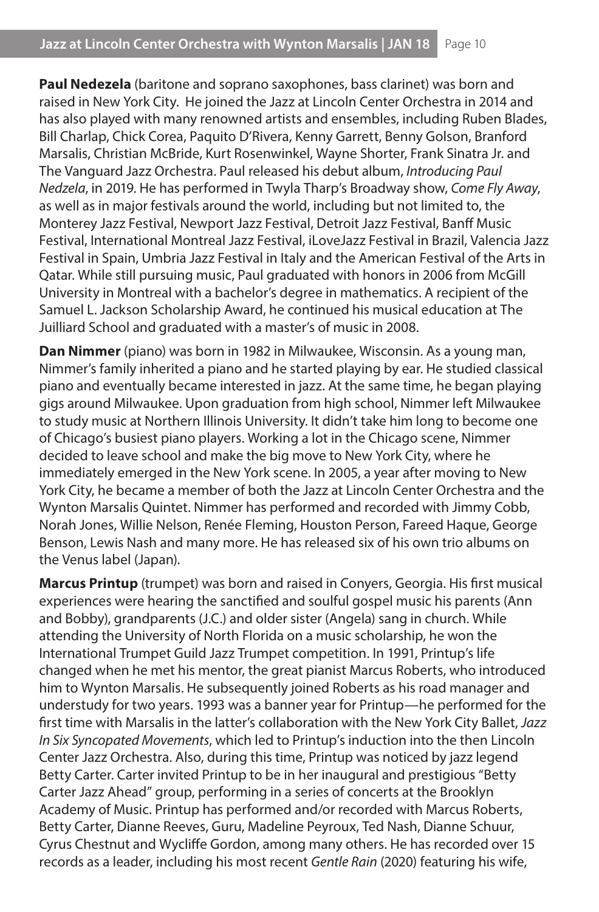**Paul Nedezela** (baritone and soprano saxophones, bass clarinet) was born and raised in New York City. He joined the Jazz at Lincoln Center Orchestra in 2014 and has also played with many renowned artists and ensembles, including Ruben Blades, Bill Charlap, Chick Corea, Paquito D'Rivera, Kenny Garrett, Benny Golson, Branford Marsalis, Christian McBride, Kurt Rosenwinkel, Wayne Shorter, Frank Sinatra Jr. and The Vanguard Jazz Orchestra. Paul released his debut album, *Introducing Paul Nedzela*, in 2019. He has performed in Twyla Tharp's Broadway show, *Come Fly Away*, as well as in major festivals around the world, including but not limited to, the Monterey Jazz Festival, Newport Jazz Festival, Detroit Jazz Festival, Banff Music Festival, International Montreal Jazz Festival, iLoveJazz Festival in Brazil, Valencia Jazz Festival in Spain, Umbria Jazz Festival in Italy and the American Festival of the Arts in Qatar. While still pursuing music, Paul graduated with honors in 2006 from McGill University in Montreal with a bachelor's degree in mathematics. A recipient of the Samuel L. Jackson Scholarship Award, he continued his musical education at The Juilliard School and graduated with a master's of music in 2008.

**Dan Nimmer** (piano) was born in 1982 in Milwaukee, Wisconsin. As a young man, Nimmer's family inherited a piano and he started playing by ear. He studied classical piano and eventually became interested in jazz. At the same time, he began playing gigs around Milwaukee. Upon graduation from high school, Nimmer left Milwaukee to study music at Northern Illinois University. It didn't take him long to become one of Chicago's busiest piano players. Working a lot in the Chicago scene, Nimmer decided to leave school and make the big move to New York City, where he immediately emerged in the New York scene. In 2005, a year after moving to New York City, he became a member of both the Jazz at Lincoln Center Orchestra and the Wynton Marsalis Quintet. Nimmer has performed and recorded with Jimmy Cobb, Norah Jones, Willie Nelson, Renée Fleming, Houston Person, Fareed Haque, George Benson, Lewis Nash and many more. He has released six of his own trio albums on the Venus label (Japan).

**Marcus Printup** (trumpet) was born and raised in Conyers, Georgia. His first musical experiences were hearing the sanctified and soulful gospel music his parents (Ann and Bobby), grandparents (J.C.) and older sister (Angela) sang in church. While attending the University of North Florida on a music scholarship, he won the International Trumpet Guild Jazz Trumpet competition. In 1991, Printup's life changed when he met his mentor, the great pianist Marcus Roberts, who introduced him to Wynton Marsalis. He subsequently joined Roberts as his road manager and understudy for two years. 1993 was a banner year for Printup—he performed for the first time with Marsalis in the latter's collaboration with the New York City Ballet, *Jazz In Six Syncopated Movements*, which led to Printup's induction into the then Lincoln Center Jazz Orchestra. Also, during this time, Printup was noticed by jazz legend Betty Carter. Carter invited Printup to be in her inaugural and prestigious "Betty Carter Jazz Ahead" group, performing in a series of concerts at the Brooklyn Academy of Music. Printup has performed and/or recorded with Marcus Roberts, Betty Carter, Dianne Reeves, Guru, Madeline Peyroux, Ted Nash, Dianne Schuur, Cyrus Chestnut and Wycliffe Gordon, among many others. He has recorded over 15 records as a leader, including his most recent *Gentle Rain* (2020) featuring his wife,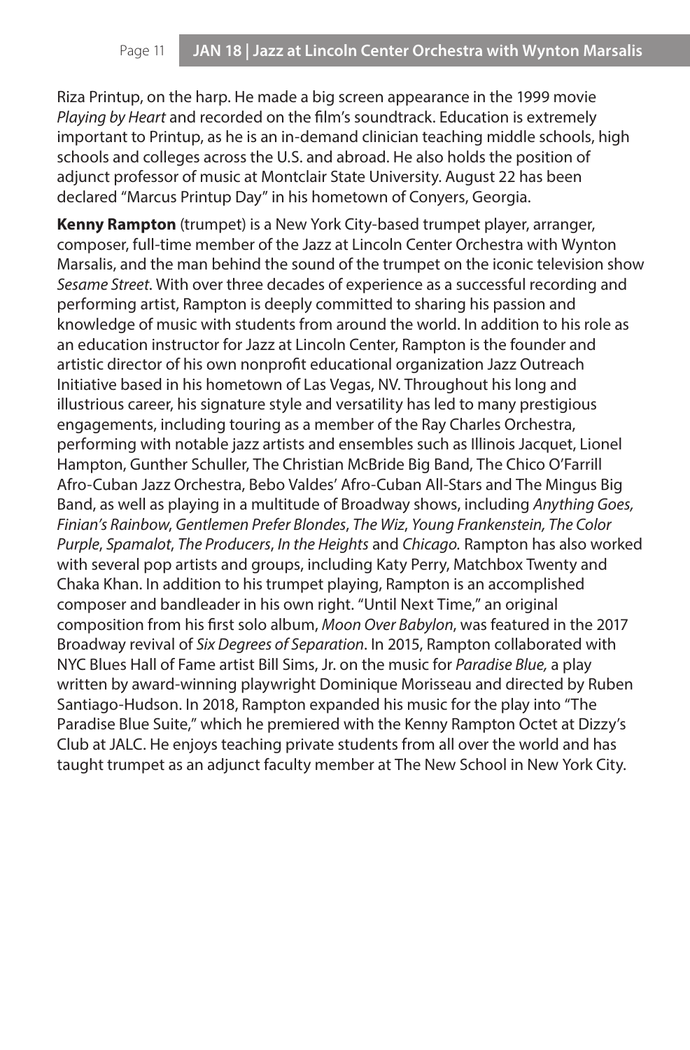Riza Printup, on the harp. He made a big screen appearance in the 1999 movie *Playing by Heart* and recorded on the film's soundtrack. Education is extremely important to Printup, as he is an in-demand clinician teaching middle schools, high schools and colleges across the U.S. and abroad. He also holds the position of adjunct professor of music at Montclair State University. August 22 has been declared "Marcus Printup Day" in his hometown of Conyers, Georgia.

**Kenny Rampton** (trumpet) is a New York City-based trumpet player, arranger, composer, full-time member of the Jazz at Lincoln Center Orchestra with Wynton Marsalis, and the man behind the sound of the trumpet on the iconic television show *Sesame Street*. With over three decades of experience as a successful recording and performing artist, Rampton is deeply committed to sharing his passion and knowledge of music with students from around the world. In addition to his role as an education instructor for Jazz at Lincoln Center, Rampton is the founder and artistic director of his own nonprofit educational organization Jazz Outreach Initiative based in his hometown of Las Vegas, NV. Throughout his long and illustrious career, his signature style and versatility has led to many prestigious engagements, including touring as a member of the Ray Charles Orchestra, performing with notable jazz artists and ensembles such as Illinois Jacquet, Lionel Hampton, Gunther Schuller, The Christian McBride Big Band, The Chico O'Farrill Afro-Cuban Jazz Orchestra, Bebo Valdes' Afro-Cuban All-Stars and The Mingus Big Band, as well as playing in a multitude of Broadway shows, including *Anything Goes, Finian's Rainbow*, *Gentlemen Prefer Blondes*, *The Wiz*, *Young Frankenstein, The Color Purple*, *Spamalot*, *The Producers*, *In the Heights* and *Chicago.* Rampton has also worked with several pop artists and groups, including Katy Perry, Matchbox Twenty and Chaka Khan. In addition to his trumpet playing, Rampton is an accomplished composer and bandleader in his own right. "Until Next Time," an original composition from his first solo album, *Moon Over Babylon*, was featured in the 2017 Broadway revival of *Six Degrees of Separation*. In 2015, Rampton collaborated with NYC Blues Hall of Fame artist Bill Sims, Jr. on the music for *Paradise Blue,* a play written by award-winning playwright Dominique Morisseau and directed by Ruben Santiago-Hudson. In 2018, Rampton expanded his music for the play into "The Paradise Blue Suite," which he premiered with the Kenny Rampton Octet at Dizzy's Club at JALC. He enjoys teaching private students from all over the world and has taught trumpet as an adjunct faculty member at The New School in New York City.